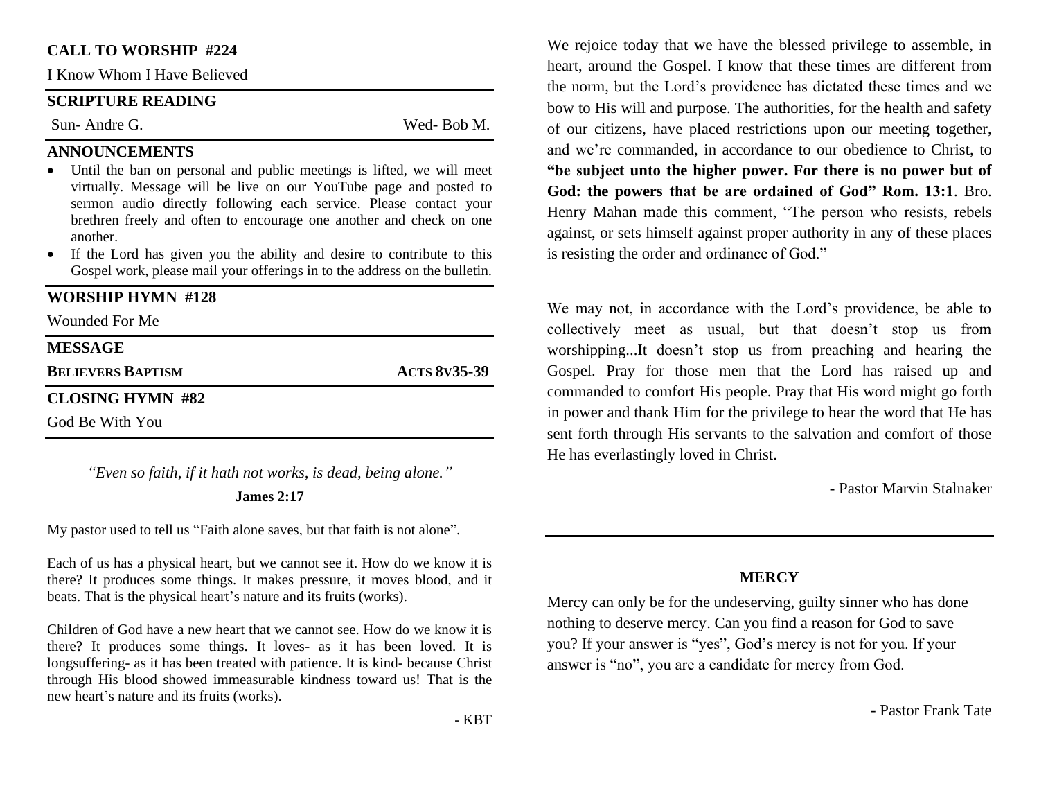**CALL TO WORSHIP #224**

I Know Whom I Have Believed

**SCRIPTURE READING**

Sun- Andre G. Wed- Bob M.

**ANNOUNCEMENTS**

- Until the ban on personal and public meetings is lifted, we will meet virtually. Message will be live on our YouTube page and posted to sermon audio directly following each service. Please contact your brethren freely and often to encourage one another and check on one another.
- If the Lord has given you the ability and desire to contribute to this Gospel work, please mail your offerings in to the address on the bulletin.

**WORSHIP HYMN #128**

Wounded For Me

**MESSAGE**

**BELIEVERS BAPTISM** **ACTS 8V35-39**

**CLOSING HYMN #82**

God Be With You

*"Even so faith, if it hath not works, is dead, being alone."*

**James 2:17**

My pastor used to tell us "Faith alone saves, but that faith is not alone".

Each of us has a physical heart, but we cannot see it. How do we know it is there? It produces some things. It makes pressure, it moves blood, and it beats. That is the physical heart's nature and its fruits (works).

Children of God have a new heart that we cannot see. How do we know it is there? It produces some things. It loves- as it has been loved. It is longsuffering- as it has been treated with patience. It is kind- because Christ through His blood showed immeasurable kindness toward us! That is the new heart's nature and its fruits (works).

- KBT

We rejoice today that we have the blessed privilege to assemble, in heart, around the Gospel. I know that these times are different from the norm, but the Lord's providence has dictated these times and we bow to His will and purpose. The authorities, for the health and safety of our citizens, have placed restrictions upon our meeting together, and we're commanded, in accordance to our obedience to Christ, to **"be subject unto the higher power. For there is no power but of God: the powers that be are ordained of God" Rom. 13:1**. Bro. Henry Mahan made this comment, "The person who resists, rebels against, or sets himself against proper authority in any of these places is resisting the order and ordinance of God."

We may not, in accordance with the Lord's providence, be able to collectively meet as usual, but that doesn't stop us from worshipping...It doesn't stop us from preaching and hearing the Gospel. Pray for those men that the Lord has raised up and commanded to comfort His people. Pray that His word might go forth in power and thank Him for the privilege to hear the word that He has sent forth through His servants to the salvation and comfort of those He has everlastingly loved in Christ.

- Pastor Marvin Stalnaker

**MERCY**

Mercy can only be for the undeserving, guilty sinner who has done nothing to deserve mercy. Can you find a reason for God to save you? If your answer is "yes", God's mercy is not for you. If your answer is "no", you are a candidate for mercy from God.

- Pastor Frank Tate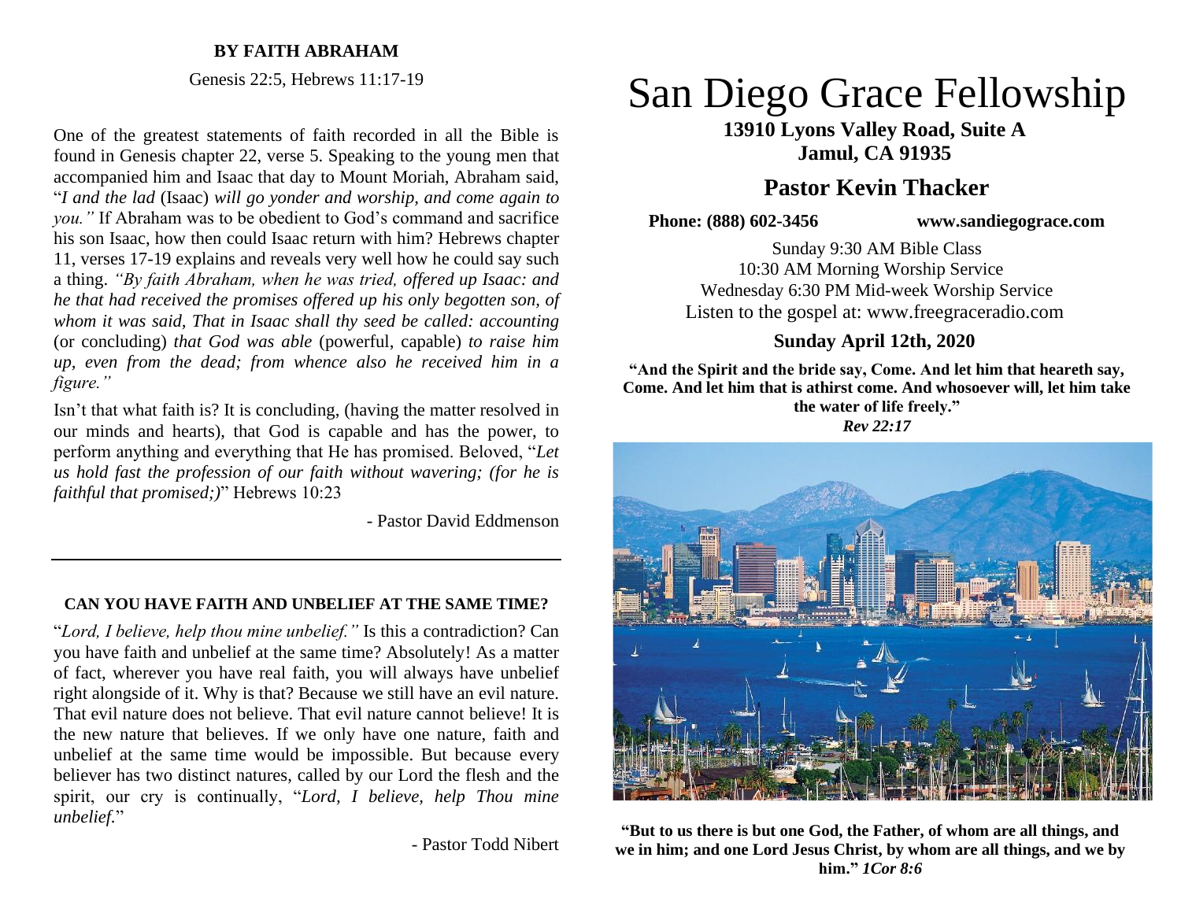## BY FAITH ABRAHAM

Genesis 22:5, Hebrews 11:17-19

One of the greatest statements of faith recorded in all the Bible is found in Genesis chapter 22, verse 5. Speaking to the young men that accompanied him and Isaac that day to Mount Moriah, Abraham said, "*I and the lad* (Isaac) *will go yonder and worship, and come again to you."* If Abraham was to be obedient to God's command and sacrifice his son Isaac, how then could Isaac return with him? Hebrews chapter 11, verses 17-19 explains and reveals very well how he could say such a thing. *"By faith Abraham, when he was tried, offered up Isaac: and he that had received the promises offered up his only begotten son, of whom it was said, That in Isaac shall thy seed be called: accounting* (or concluding) *that God was able* (powerful, capable) *to raise him up, even from the dead; from whence also he received him in a figure."*

Isn't that what faith is? It is concluding, (having the matter resolved in our minds and hearts), that God is capable and has the power, to perform anything and everything that He has promised. Beloved, "*Let us hold fast the profession of our faith without wavering; (for he is faithful that promised;)*" Hebrews 10:23

- Pastor David Eddmenson

---

## CAN YOU HAVE FAITH AND UNBELIEF AT THE SAME TIME?

"*Lord, I believe, help thou mine unbelief."* Is this a contradiction? Can you have faith and unbelief at the same time? Absolutely! As a matter of fact, wherever you have real faith, you will always have unbelief right alongside of it. Why is that? Because we still have an evil nature. That evil nature does not believe. That evil nature cannot believe! It is the new nature that believes. If we only have one nature, faith and unbelief at the same time would be impossible. But because every believer has two distinct natures, called by our Lord the flesh and the spirit, our cry is continually, "*Lord, I believe, help Thou mine unbelief.*"

- Pastor Todd Nibert

# San Diego Grace Fellowship

**13910 Lyons Valley Road, Suite A**
**Jamul, CA 91935**

## Pastor Kevin Thacker

**Phone: (888) 602-3456** **www.sandiegograce.com**

Sunday 9:30 AM Bible Class
10:30 AM Morning Worship Service
Wednesday 6:30 PM Mid-week Worship Service
Listen to the gospel at: www.freegraceradio.com

### Sunday April 12th, 2020

**"And the Spirit and the bride say, Come. And let him that heareth say, Come. And let him that is athirst come. And whosoever will, let him take the water of life freely."**
***Rev 22:17***

**"But to us there is but one God, the Father, of whom are all things, and we in him; and one Lord Jesus Christ, by whom are all things, and we by him."** ***1Cor 8:6***